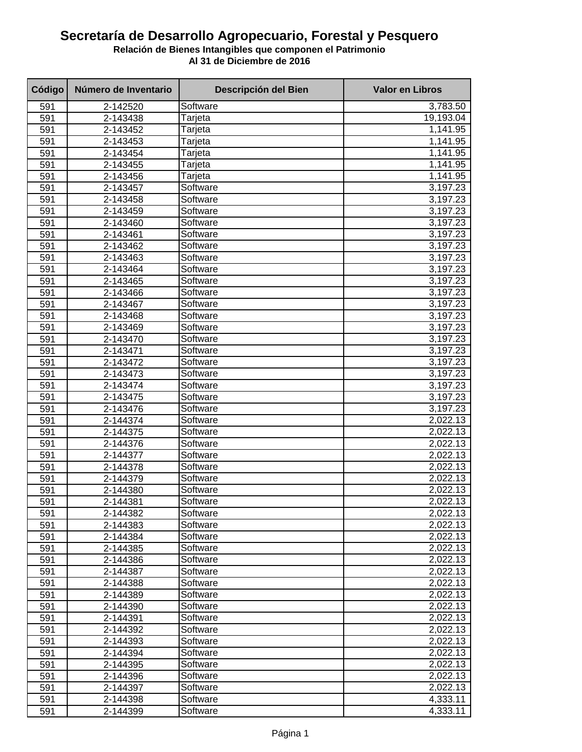# Secretaría de Desarrollo Agropecuario, Forestal y Pesquero

### Relación de Bienes Intangibles que componen el Patrimonio

### Al 31 de Diciembre de 2016

| Código | Número de Inventario | Descripción del Bien | Valor en Libros |
|---|---|---|---|
| 591 | 2-142520 | Software | 3,783.50 |
| 591 | 2-143438 | Tarjeta | 19,193.04 |
| 591 | 2-143452 | Tarjeta | 1,141.95 |
| 591 | 2-143453 | Tarjeta | 1,141.95 |
| 591 | 2-143454 | Tarjeta | 1,141.95 |
| 591 | 2-143455 | Tarjeta | 1,141.95 |
| 591 | 2-143456 | Tarjeta | 1,141.95 |
| 591 | 2-143457 | Software | 3,197.23 |
| 591 | 2-143458 | Software | 3,197.23 |
| 591 | 2-143459 | Software | 3,197.23 |
| 591 | 2-143460 | Software | 3,197.23 |
| 591 | 2-143461 | Software | 3,197.23 |
| 591 | 2-143462 | Software | 3,197.23 |
| 591 | 2-143463 | Software | 3,197.23 |
| 591 | 2-143464 | Software | 3,197.23 |
| 591 | 2-143465 | Software | 3,197.23 |
| 591 | 2-143466 | Software | 3,197.23 |
| 591 | 2-143467 | Software | 3,197.23 |
| 591 | 2-143468 | Software | 3,197.23 |
| 591 | 2-143469 | Software | 3,197.23 |
| 591 | 2-143470 | Software | 3,197.23 |
| 591 | 2-143471 | Software | 3,197.23 |
| 591 | 2-143472 | Software | 3,197.23 |
| 591 | 2-143473 | Software | 3,197.23 |
| 591 | 2-143474 | Software | 3,197.23 |
| 591 | 2-143475 | Software | 3,197.23 |
| 591 | 2-143476 | Software | 3,197.23 |
| 591 | 2-144374 | Software | 2,022.13 |
| 591 | 2-144375 | Software | 2,022.13 |
| 591 | 2-144376 | Software | 2,022.13 |
| 591 | 2-144377 | Software | 2,022.13 |
| 591 | 2-144378 | Software | 2,022.13 |
| 591 | 2-144379 | Software | 2,022.13 |
| 591 | 2-144380 | Software | 2,022.13 |
| 591 | 2-144381 | Software | 2,022.13 |
| 591 | 2-144382 | Software | 2,022.13 |
| 591 | 2-144383 | Software | 2,022.13 |
| 591 | 2-144384 | Software | 2,022.13 |
| 591 | 2-144385 | Software | 2,022.13 |
| 591 | 2-144386 | Software | 2,022.13 |
| 591 | 2-144387 | Software | 2,022.13 |
| 591 | 2-144388 | Software | 2,022.13 |
| 591 | 2-144389 | Software | 2,022.13 |
| 591 | 2-144390 | Software | 2,022.13 |
| 591 | 2-144391 | Software | 2,022.13 |
| 591 | 2-144392 | Software | 2,022.13 |
| 591 | 2-144393 | Software | 2,022.13 |
| 591 | 2-144394 | Software | 2,022.13 |
| 591 | 2-144395 | Software | 2,022.13 |
| 591 | 2-144396 | Software | 2,022.13 |
| 591 | 2-144397 | Software | 2,022.13 |
| 591 | 2-144398 | Software | 4,333.11 |
| 591 | 2-144399 | Software | 4,333.11 |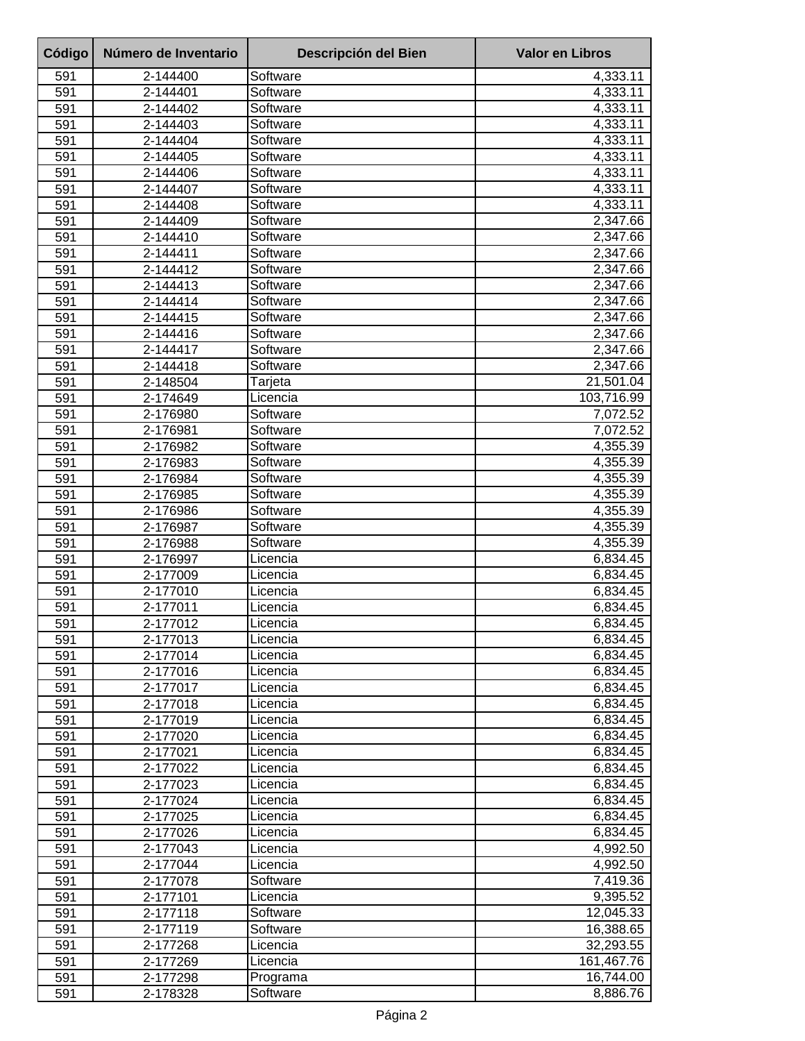| Código | Número de Inventario | Descripción del Bien | Valor en Libros |
|---|---|---|---|
| 591 | 2-144400 | Software | 4,333.11 |
| 591 | 2-144401 | Software | 4,333.11 |
| 591 | 2-144402 | Software | 4,333.11 |
| 591 | 2-144403 | Software | 4,333.11 |
| 591 | 2-144404 | Software | 4,333.11 |
| 591 | 2-144405 | Software | 4,333.11 |
| 591 | 2-144406 | Software | 4,333.11 |
| 591 | 2-144407 | Software | 4,333.11 |
| 591 | 2-144408 | Software | 4,333.11 |
| 591 | 2-144409 | Software | 2,347.66 |
| 591 | 2-144410 | Software | 2,347.66 |
| 591 | 2-144411 | Software | 2,347.66 |
| 591 | 2-144412 | Software | 2,347.66 |
| 591 | 2-144413 | Software | 2,347.66 |
| 591 | 2-144414 | Software | 2,347.66 |
| 591 | 2-144415 | Software | 2,347.66 |
| 591 | 2-144416 | Software | 2,347.66 |
| 591 | 2-144417 | Software | 2,347.66 |
| 591 | 2-144418 | Software | 2,347.66 |
| 591 | 2-148504 | Tarjeta | 21,501.04 |
| 591 | 2-174649 | Licencia | 103,716.99 |
| 591 | 2-176980 | Software | 7,072.52 |
| 591 | 2-176981 | Software | 7,072.52 |
| 591 | 2-176982 | Software | 4,355.39 |
| 591 | 2-176983 | Software | 4,355.39 |
| 591 | 2-176984 | Software | 4,355.39 |
| 591 | 2-176985 | Software | 4,355.39 |
| 591 | 2-176986 | Software | 4,355.39 |
| 591 | 2-176987 | Software | 4,355.39 |
| 591 | 2-176988 | Software | 4,355.39 |
| 591 | 2-176997 | Licencia | 6,834.45 |
| 591 | 2-177009 | Licencia | 6,834.45 |
| 591 | 2-177010 | Licencia | 6,834.45 |
| 591 | 2-177011 | Licencia | 6,834.45 |
| 591 | 2-177012 | Licencia | 6,834.45 |
| 591 | 2-177013 | Licencia | 6,834.45 |
| 591 | 2-177014 | Licencia | 6,834.45 |
| 591 | 2-177016 | Licencia | 6,834.45 |
| 591 | 2-177017 | Licencia | 6,834.45 |
| 591 | 2-177018 | Licencia | 6,834.45 |
| 591 | 2-177019 | Licencia | 6,834.45 |
| 591 | 2-177020 | Licencia | 6,834.45 |
| 591 | 2-177021 | Licencia | 6,834.45 |
| 591 | 2-177022 | Licencia | 6,834.45 |
| 591 | 2-177023 | Licencia | 6,834.45 |
| 591 | 2-177024 | Licencia | 6,834.45 |
| 591 | 2-177025 | Licencia | 6,834.45 |
| 591 | 2-177026 | Licencia | 6,834.45 |
| 591 | 2-177043 | Licencia | 4,992.50 |
| 591 | 2-177044 | Licencia | 4,992.50 |
| 591 | 2-177078 | Software | 7,419.36 |
| 591 | 2-177101 | Licencia | 9,395.52 |
| 591 | 2-177118 | Software | 12,045.33 |
| 591 | 2-177119 | Software | 16,388.65 |
| 591 | 2-177268 | Licencia | 32,293.55 |
| 591 | 2-177269 | Licencia | 161,467.76 |
| 591 | 2-177298 | Programa | 16,744.00 |
| 591 | 2-178328 | Software | 8,886.76 |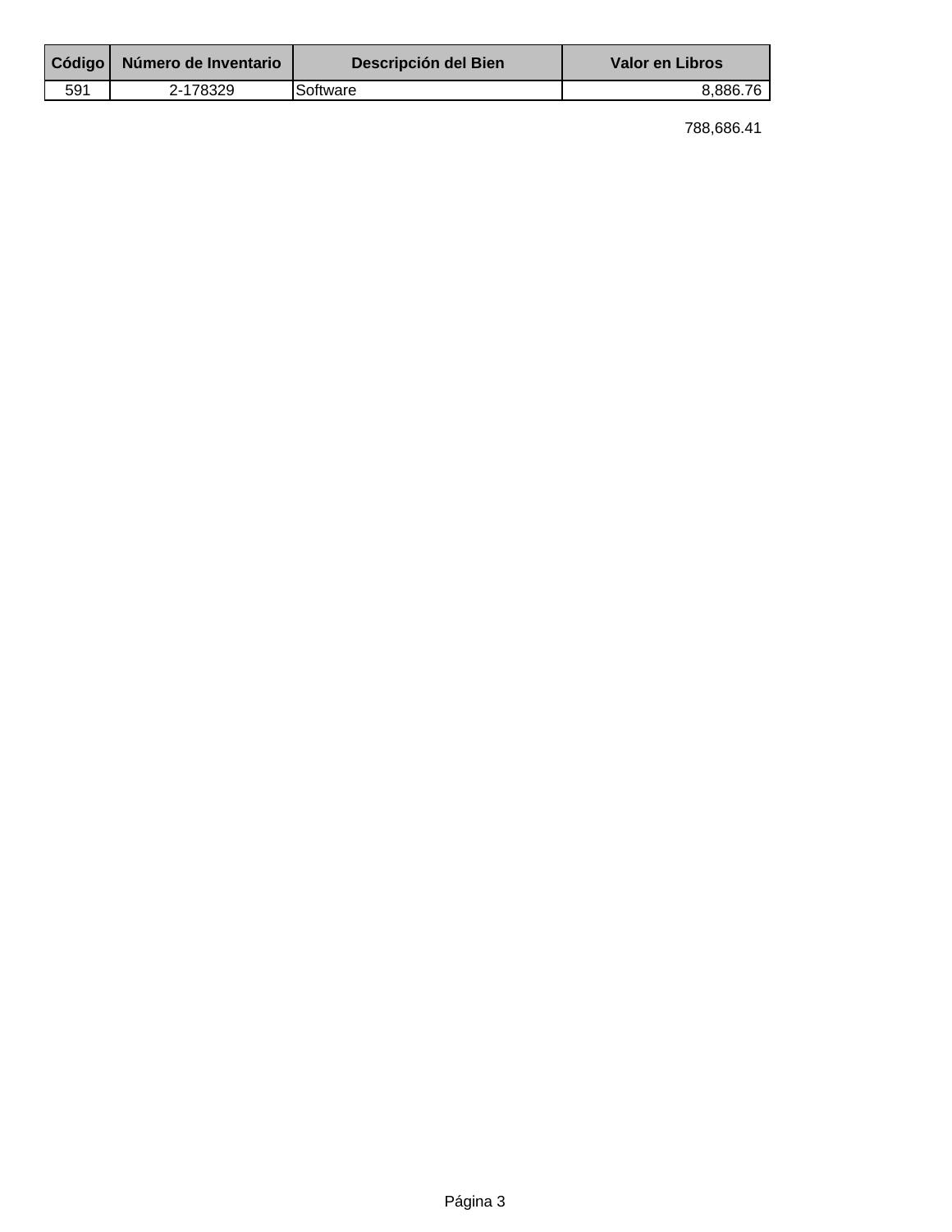| Código | Número de Inventario | Descripción del Bien | Valor en Libros |
|---|---|---|---|
| 591 | 2-178329 | Software | 8,886.76 |

788,686.41